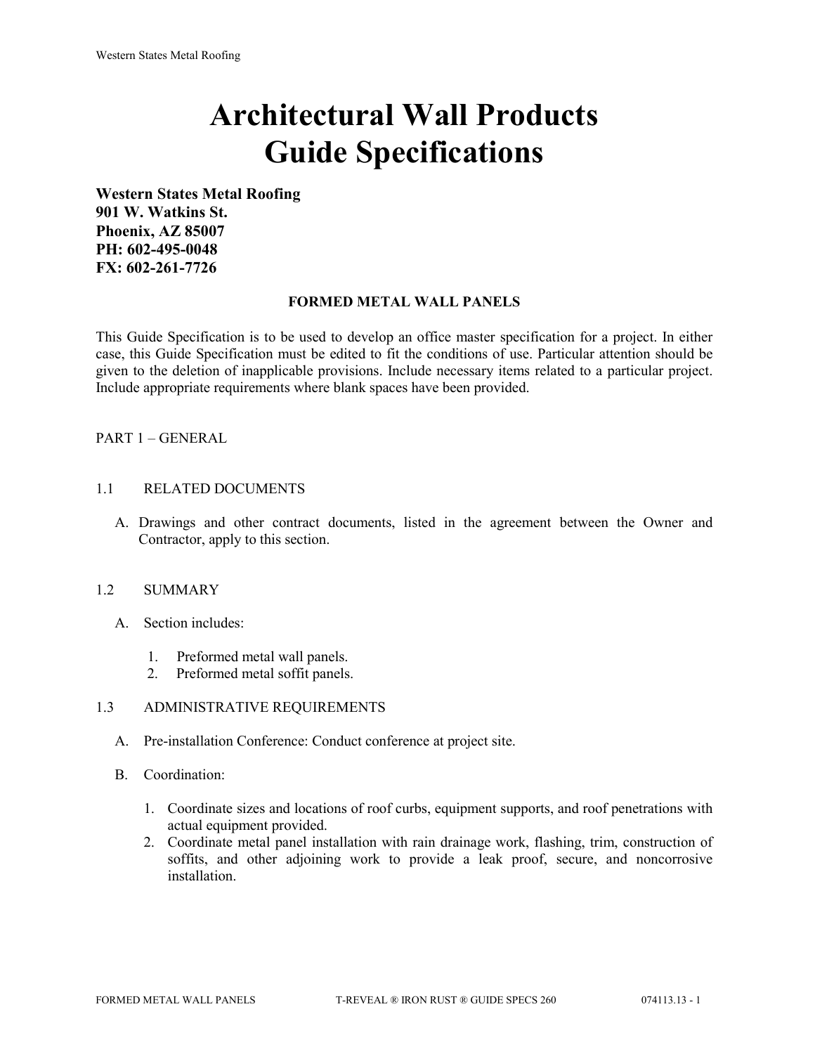# Architectural Wall Products
# Guide Specifications

**Western States Metal Roofing**
**901 W. Watkins St.**
**Phoenix, AZ 85007**
**PH: 602-495-0048**
**FX: 602-261-7726**

## FORMED METAL WALL PANELS

This Guide Specification is to be used to develop an office master specification for a project. In either case, this Guide Specification must be edited to fit the conditions of use. Particular attention should be given to the deletion of inapplicable provisions. Include necessary items related to a particular project. Include appropriate requirements where blank spaces have been provided.

## PART 1 – GENERAL

### 1.1 RELATED DOCUMENTS

A. Drawings and other contract documents, listed in the agreement between the Owner and Contractor, apply to this section.

### 1.2 SUMMARY

A. Section includes:

1. Preformed metal wall panels.
2. Preformed metal soffit panels.

### 1.3 ADMINISTRATIVE REQUIREMENTS

A. Pre-installation Conference: Conduct conference at project site.

B. Coordination:

1. Coordinate sizes and locations of roof curbs, equipment supports, and roof penetrations with actual equipment provided.
2. Coordinate metal panel installation with rain drainage work, flashing, trim, construction of soffits, and other adjoining work to provide a leak proof, secure, and noncorrosive installation.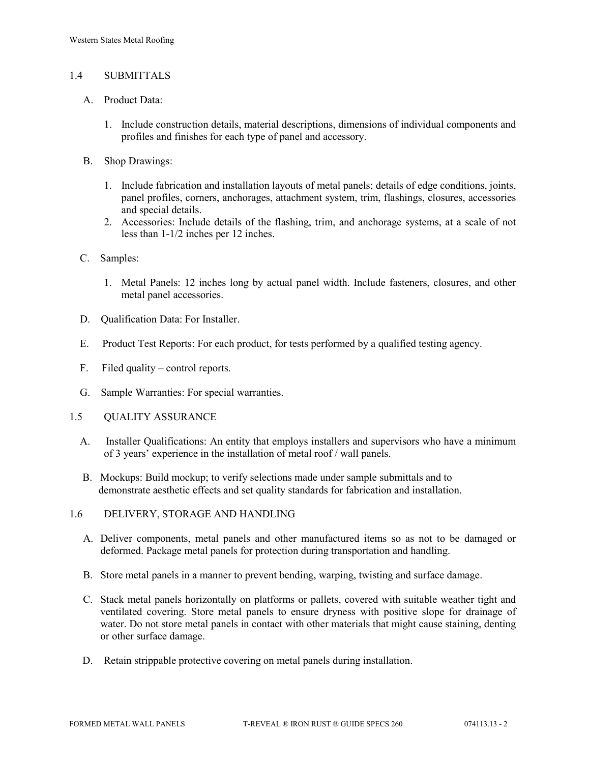## 1.4 SUBMITTALS

A. Product Data:

1. Include construction details, material descriptions, dimensions of individual components and profiles and finishes for each type of panel and accessory.

B. Shop Drawings:

1. Include fabrication and installation layouts of metal panels; details of edge conditions, joints, panel profiles, corners, anchorages, attachment system, trim, flashings, closures, accessories and special details.
2. Accessories: Include details of the flashing, trim, and anchorage systems, at a scale of not less than 1-1/2 inches per 12 inches.

C. Samples:

1. Metal Panels: 12 inches long by actual panel width. Include fasteners, closures, and other metal panel accessories.

D. Qualification Data: For Installer.

E. Product Test Reports: For each product, for tests performed by a qualified testing agency.

F. Filed quality – control reports.

G. Sample Warranties: For special warranties.

## 1.5 QUALITY ASSURANCE

A. Installer Qualifications: An entity that employs installers and supervisors who have a minimum of 3 years' experience in the installation of metal roof / wall panels.

B. Mockups: Build mockup; to verify selections made under sample submittals and to demonstrate aesthetic effects and set quality standards for fabrication and installation.

## 1.6 DELIVERY, STORAGE AND HANDLING

A. Deliver components, metal panels and other manufactured items so as not to be damaged or deformed. Package metal panels for protection during transportation and handling.

B. Store metal panels in a manner to prevent bending, warping, twisting and surface damage.

C. Stack metal panels horizontally on platforms or pallets, covered with suitable weather tight and ventilated covering. Store metal panels to ensure dryness with positive slope for drainage of water. Do not store metal panels in contact with other materials that might cause staining, denting or other surface damage.

D. Retain strippable protective covering on metal panels during installation.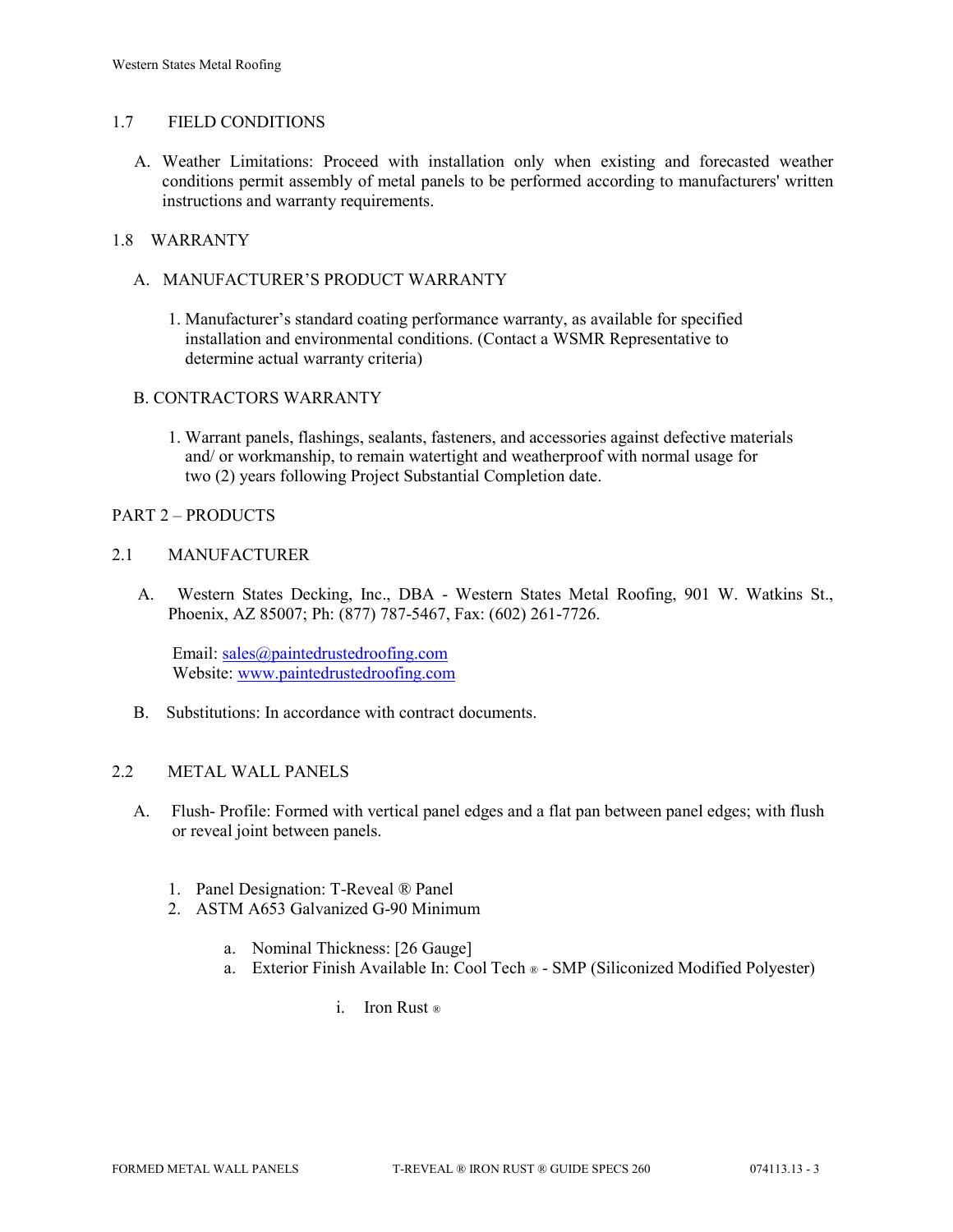## 1.7 FIELD CONDITIONS

A. Weather Limitations: Proceed with installation only when existing and forecasted weather conditions permit assembly of metal panels to be performed according to manufacturers' written instructions and warranty requirements.

## 1.8 WARRANTY

A. MANUFACTURER'S PRODUCT WARRANTY

1. Manufacturer's standard coating performance warranty, as available for specified installation and environmental conditions. (Contact a WSMR Representative to determine actual warranty criteria)

B. CONTRACTORS WARRANTY

1. Warrant panels, flashings, sealants, fasteners, and accessories against defective materials and/ or workmanship, to remain watertight and weatherproof with normal usage for two (2) years following Project Substantial Completion date.

# PART 2 – PRODUCTS

## 2.1 MANUFACTURER

A. Western States Decking, Inc., DBA - Western States Metal Roofing, 901 W. Watkins St., Phoenix, AZ 85007; Ph: (877) 787-5467, Fax: (602) 261-7726.

Email: sales@paintedrustedroofing.com
Website: www.paintedrustedroofing.com

B. Substitutions: In accordance with contract documents.

## 2.2 METAL WALL PANELS

A. Flush- Profile: Formed with vertical panel edges and a flat pan between panel edges; with flush or reveal joint between panels.

1. Panel Designation: T-Reveal ® Panel
2. ASTM A653 Galvanized G-90 Minimum

   a. Nominal Thickness: [26 Gauge]
   
   a. Exterior Finish Available In: Cool Tech ® - SMP (Siliconized Modified Polyester)

      i. Iron Rust ®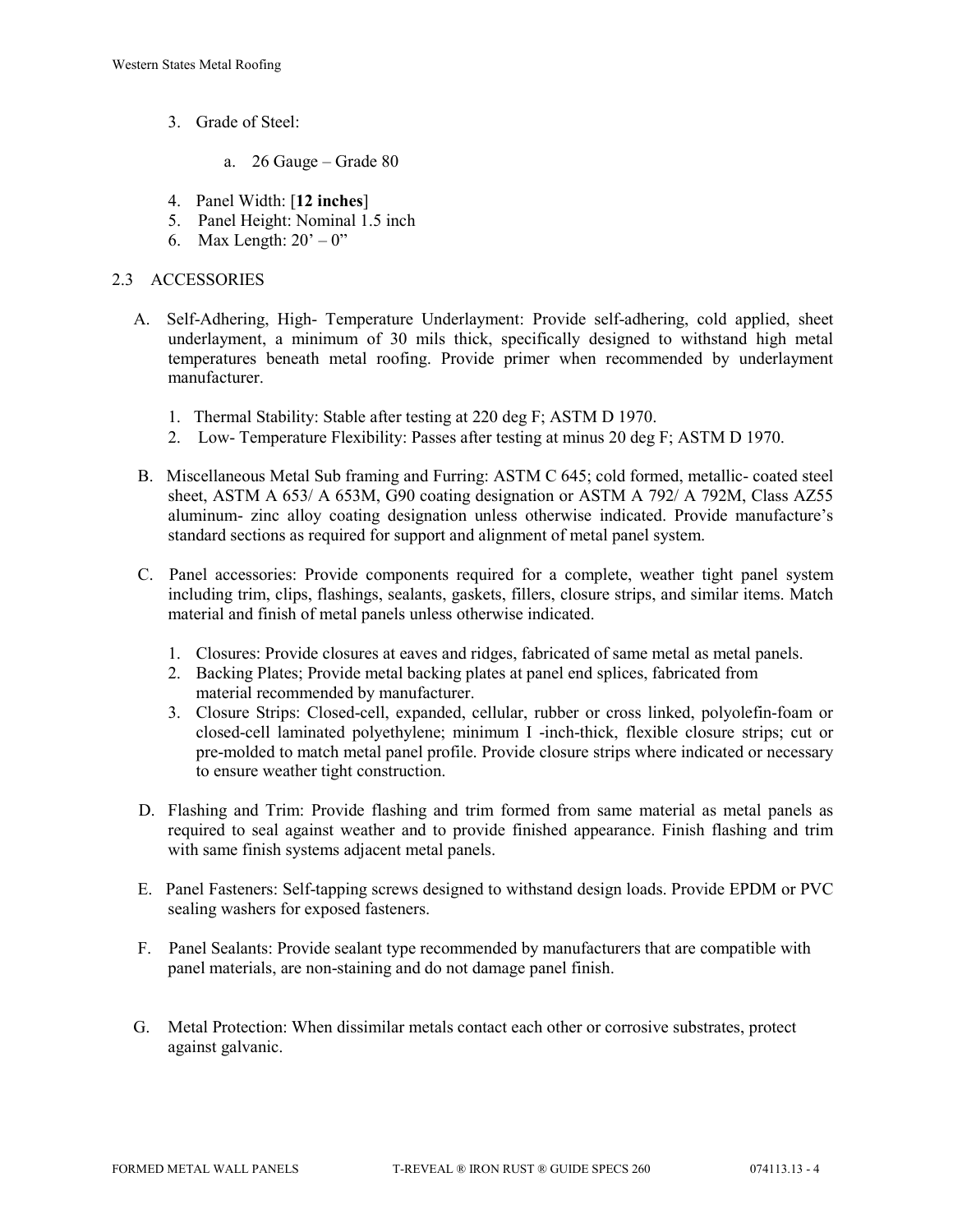3. Grade of Steel:

    a. 26 Gauge – Grade 80

4. Panel Width: [**12 inches**]
5. Panel Height: Nominal 1.5 inch
6. Max Length: 20' – 0"

## 2.3 ACCESSORIES

A. Self-Adhering, High- Temperature Underlayment: Provide self-adhering, cold applied, sheet underlayment, a minimum of 30 mils thick, specifically designed to withstand high metal temperatures beneath metal roofing. Provide primer when recommended by underlayment manufacturer.

    1. Thermal Stability: Stable after testing at 220 deg F; ASTM D 1970.
    2. Low- Temperature Flexibility: Passes after testing at minus 20 deg F; ASTM D 1970.

B. Miscellaneous Metal Sub framing and Furring: ASTM C 645; cold formed, metallic- coated steel sheet, ASTM A 653/ A 653M, G90 coating designation or ASTM A 792/ A 792M, Class AZ55 aluminum- zinc alloy coating designation unless otherwise indicated. Provide manufacture's standard sections as required for support and alignment of metal panel system.

C. Panel accessories: Provide components required for a complete, weather tight panel system including trim, clips, flashings, sealants, gaskets, fillers, closure strips, and similar items. Match material and finish of metal panels unless otherwise indicated.

    1. Closures: Provide closures at eaves and ridges, fabricated of same metal as metal panels.
    2. Backing Plates; Provide metal backing plates at panel end splices, fabricated from material recommended by manufacturer.
    3. Closure Strips: Closed-cell, expanded, cellular, rubber or cross linked, polyolefin-foam or closed-cell laminated polyethylene; minimum I -inch-thick, flexible closure strips; cut or pre-molded to match metal panel profile. Provide closure strips where indicated or necessary to ensure weather tight construction.

D. Flashing and Trim: Provide flashing and trim formed from same material as metal panels as required to seal against weather and to provide finished appearance. Finish flashing and trim with same finish systems adjacent metal panels.

E. Panel Fasteners: Self-tapping screws designed to withstand design loads. Provide EPDM or PVC sealing washers for exposed fasteners.

F. Panel Sealants: Provide sealant type recommended by manufacturers that are compatible with panel materials, are non-staining and do not damage panel finish.

G. Metal Protection: When dissimilar metals contact each other or corrosive substrates, protect against galvanic.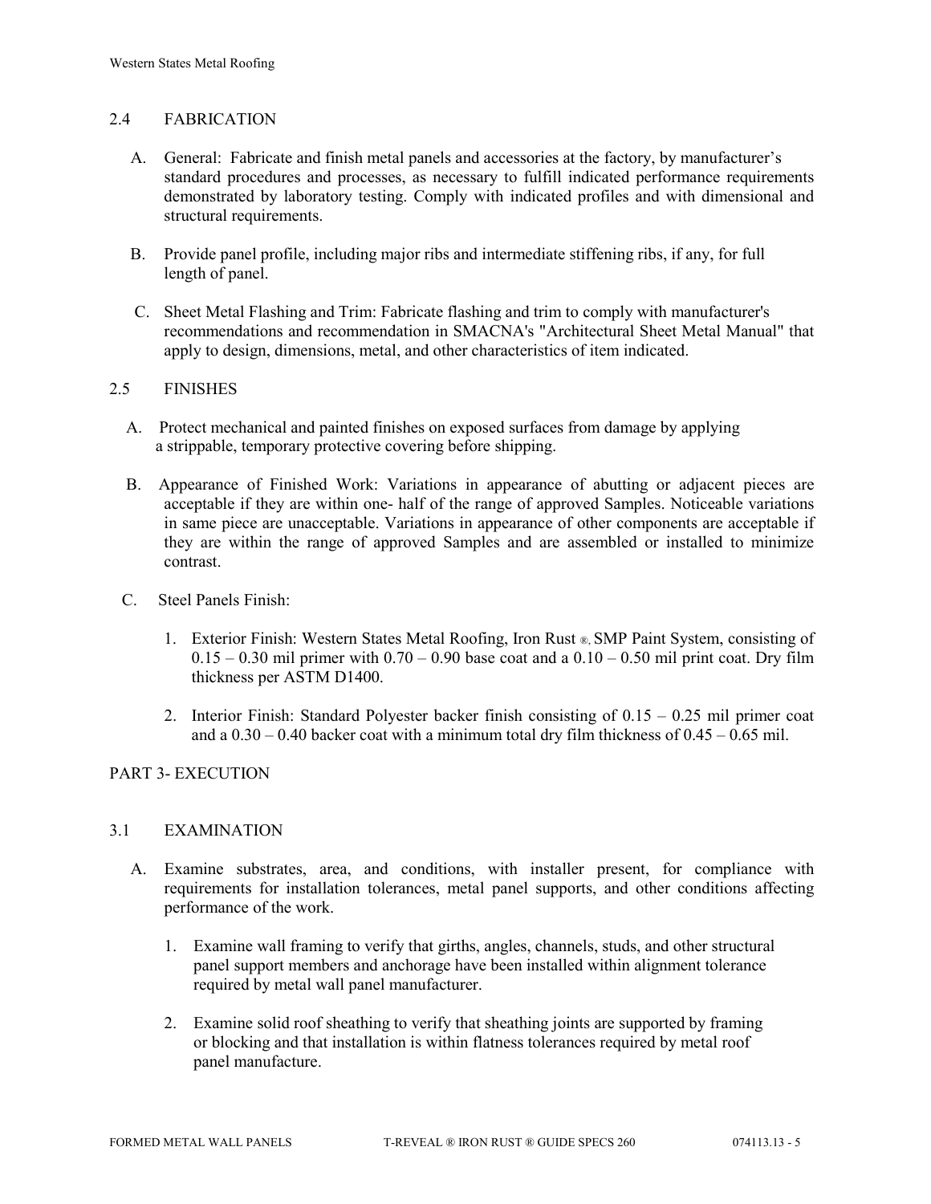## 2.4 FABRICATION

A. General: Fabricate and finish metal panels and accessories at the factory, by manufacturer's standard procedures and processes, as necessary to fulfill indicated performance requirements demonstrated by laboratory testing. Comply with indicated profiles and with dimensional and structural requirements.

B. Provide panel profile, including major ribs and intermediate stiffening ribs, if any, for full length of panel.

C. Sheet Metal Flashing and Trim: Fabricate flashing and trim to comply with manufacturer's recommendations and recommendation in SMACNA's "Architectural Sheet Metal Manual" that apply to design, dimensions, metal, and other characteristics of item indicated.

## 2.5 FINISHES

A. Protect mechanical and painted finishes on exposed surfaces from damage by applying a strippable, temporary protective covering before shipping.

B. Appearance of Finished Work: Variations in appearance of abutting or adjacent pieces are acceptable if they are within one- half of the range of approved Samples. Noticeable variations in same piece are unacceptable. Variations in appearance of other components are acceptable if they are within the range of approved Samples and are assembled or installed to minimize contrast.

C. Steel Panels Finish:

1. Exterior Finish: Western States Metal Roofing, Iron Rust ®, SMP Paint System, consisting of 0.15 – 0.30 mil primer with 0.70 – 0.90 base coat and a 0.10 – 0.50 mil print coat. Dry film thickness per ASTM D1400.

2. Interior Finish: Standard Polyester backer finish consisting of 0.15 – 0.25 mil primer coat and a 0.30 – 0.40 backer coat with a minimum total dry film thickness of 0.45 – 0.65 mil.

# PART 3- EXECUTION

## 3.1 EXAMINATION

A. Examine substrates, area, and conditions, with installer present, for compliance with requirements for installation tolerances, metal panel supports, and other conditions affecting performance of the work.

1. Examine wall framing to verify that girths, angles, channels, studs, and other structural panel support members and anchorage have been installed within alignment tolerance required by metal wall panel manufacturer.

2. Examine solid roof sheathing to verify that sheathing joints are supported by framing or blocking and that installation is within flatness tolerances required by metal roof panel manufacture.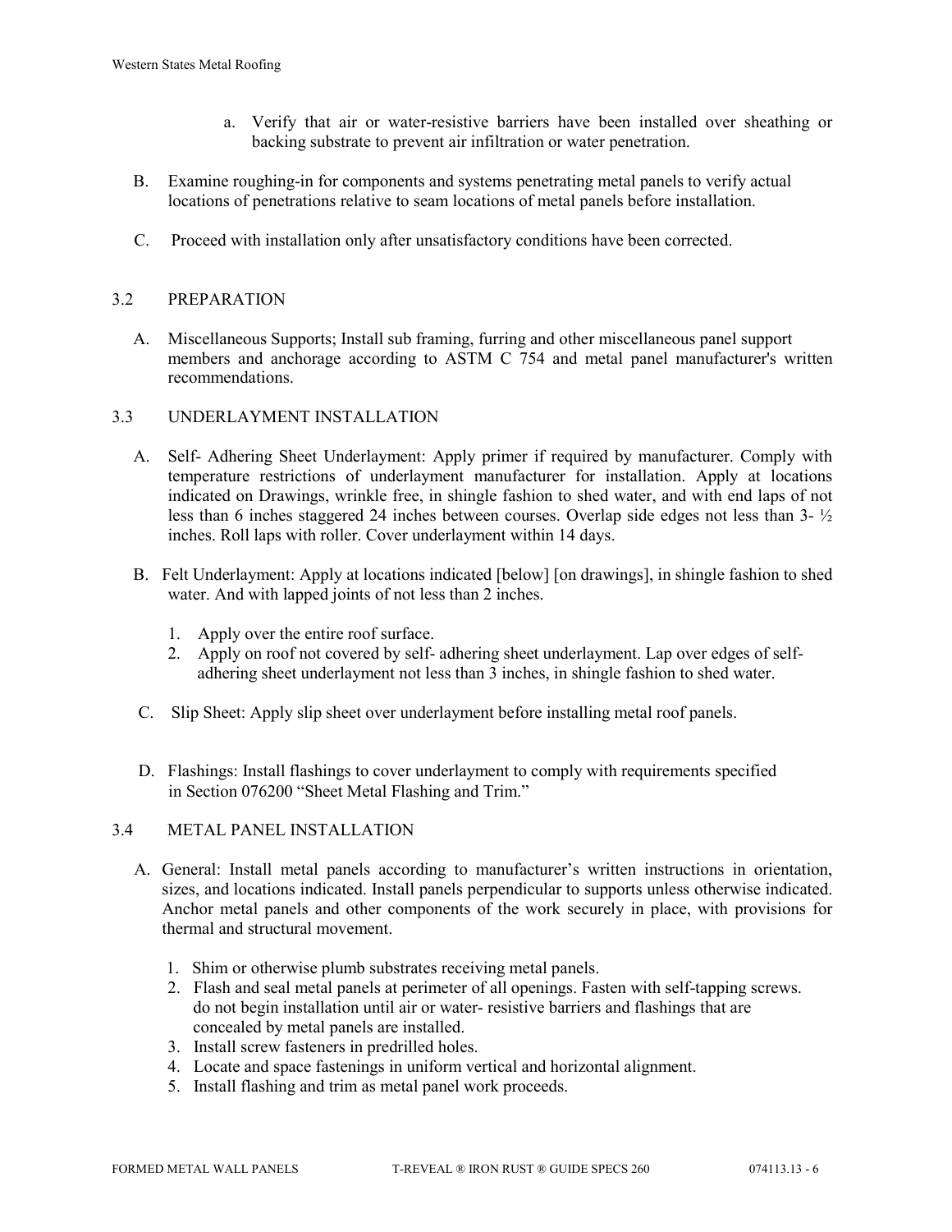a. Verify that air or water-resistive barriers have been installed over sheathing or backing substrate to prevent air infiltration or water penetration.

B. Examine roughing-in for components and systems penetrating metal panels to verify actual locations of penetrations relative to seam locations of metal panels before installation.

C. Proceed with installation only after unsatisfactory conditions have been corrected.

## 3.2 PREPARATION

A. Miscellaneous Supports; Install sub framing, furring and other miscellaneous panel support members and anchorage according to ASTM C 754 and metal panel manufacturer's written recommendations.

## 3.3 UNDERLAYMENT INSTALLATION

A. Self- Adhering Sheet Underlayment: Apply primer if required by manufacturer. Comply with temperature restrictions of underlayment manufacturer for installation. Apply at locations indicated on Drawings, wrinkle free, in shingle fashion to shed water, and with end laps of not less than 6 inches staggered 24 inches between courses. Overlap side edges not less than 3- ½ inches. Roll laps with roller. Cover underlayment within 14 days.

B. Felt Underlayment: Apply at locations indicated [below] [on drawings], in shingle fashion to shed water. And with lapped joints of not less than 2 inches.

1. Apply over the entire roof surface.
2. Apply on roof not covered by self- adhering sheet underlayment. Lap over edges of self-adhering sheet underlayment not less than 3 inches, in shingle fashion to shed water.

C. Slip Sheet: Apply slip sheet over underlayment before installing metal roof panels.

D. Flashings: Install flashings to cover underlayment to comply with requirements specified in Section 076200 “Sheet Metal Flashing and Trim.”

## 3.4 METAL PANEL INSTALLATION

A. General: Install metal panels according to manufacturer’s written instructions in orientation, sizes, and locations indicated. Install panels perpendicular to supports unless otherwise indicated. Anchor metal panels and other components of the work securely in place, with provisions for thermal and structural movement.

1. Shim or otherwise plumb substrates receiving metal panels.
2. Flash and seal metal panels at perimeter of all openings. Fasten with self-tapping screws. do not begin installation until air or water- resistive barriers and flashings that are concealed by metal panels are installed.
3. Install screw fasteners in predrilled holes.
4. Locate and space fastenings in uniform vertical and horizontal alignment.
5. Install flashing and trim as metal panel work proceeds.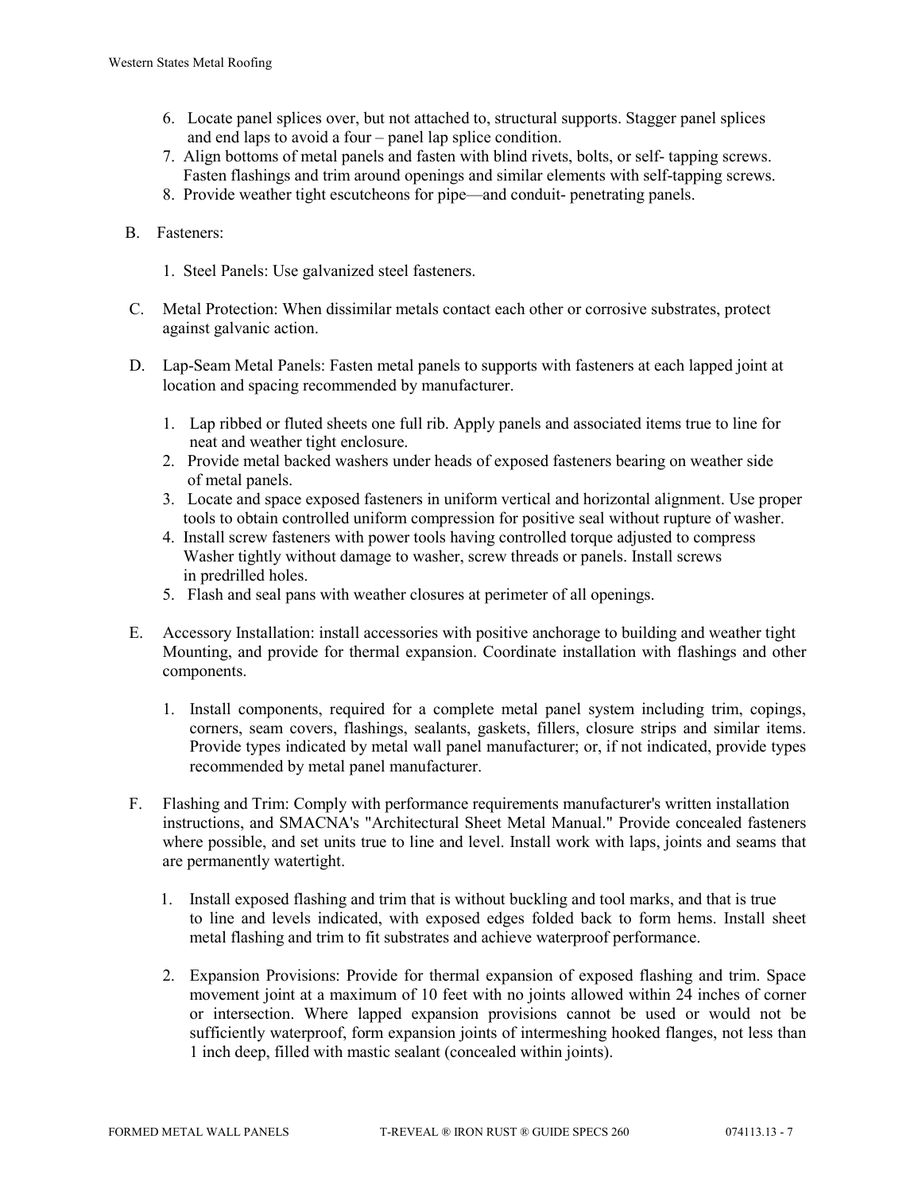6. Locate panel splices over, but not attached to, structural supports. Stagger panel splices and end laps to avoid a four – panel lap splice condition.
7. Align bottoms of metal panels and fasten with blind rivets, bolts, or self- tapping screws. Fasten flashings and trim around openings and similar elements with self-tapping screws.
8. Provide weather tight escutcheons for pipe—and conduit- penetrating panels.

B. Fasteners:

1. Steel Panels: Use galvanized steel fasteners.

C. Metal Protection: When dissimilar metals contact each other or corrosive substrates, protect against galvanic action.

D. Lap-Seam Metal Panels: Fasten metal panels to supports with fasteners at each lapped joint at location and spacing recommended by manufacturer.

1. Lap ribbed or fluted sheets one full rib. Apply panels and associated items true to line for neat and weather tight enclosure.
2. Provide metal backed washers under heads of exposed fasteners bearing on weather side of metal panels.
3. Locate and space exposed fasteners in uniform vertical and horizontal alignment. Use proper tools to obtain controlled uniform compression for positive seal without rupture of washer.
4. Install screw fasteners with power tools having controlled torque adjusted to compress Washer tightly without damage to washer, screw threads or panels. Install screws in predrilled holes.
5. Flash and seal pans with weather closures at perimeter of all openings.

E. Accessory Installation: install accessories with positive anchorage to building and weather tight Mounting, and provide for thermal expansion. Coordinate installation with flashings and other components.

1. Install components, required for a complete metal panel system including trim, copings, corners, seam covers, flashings, sealants, gaskets, fillers, closure strips and similar items. Provide types indicated by metal wall panel manufacturer; or, if not indicated, provide types recommended by metal panel manufacturer.

F. Flashing and Trim: Comply with performance requirements manufacturer's written installation instructions, and SMACNA's "Architectural Sheet Metal Manual." Provide concealed fasteners where possible, and set units true to line and level. Install work with laps, joints and seams that are permanently watertight.

1. Install exposed flashing and trim that is without buckling and tool marks, and that is true to line and levels indicated, with exposed edges folded back to form hems. Install sheet metal flashing and trim to fit substrates and achieve waterproof performance.

2. Expansion Provisions: Provide for thermal expansion of exposed flashing and trim. Space movement joint at a maximum of 10 feet with no joints allowed within 24 inches of corner or intersection. Where lapped expansion provisions cannot be used or would not be sufficiently waterproof, form expansion joints of intermeshing hooked flanges, not less than 1 inch deep, filled with mastic sealant (concealed within joints).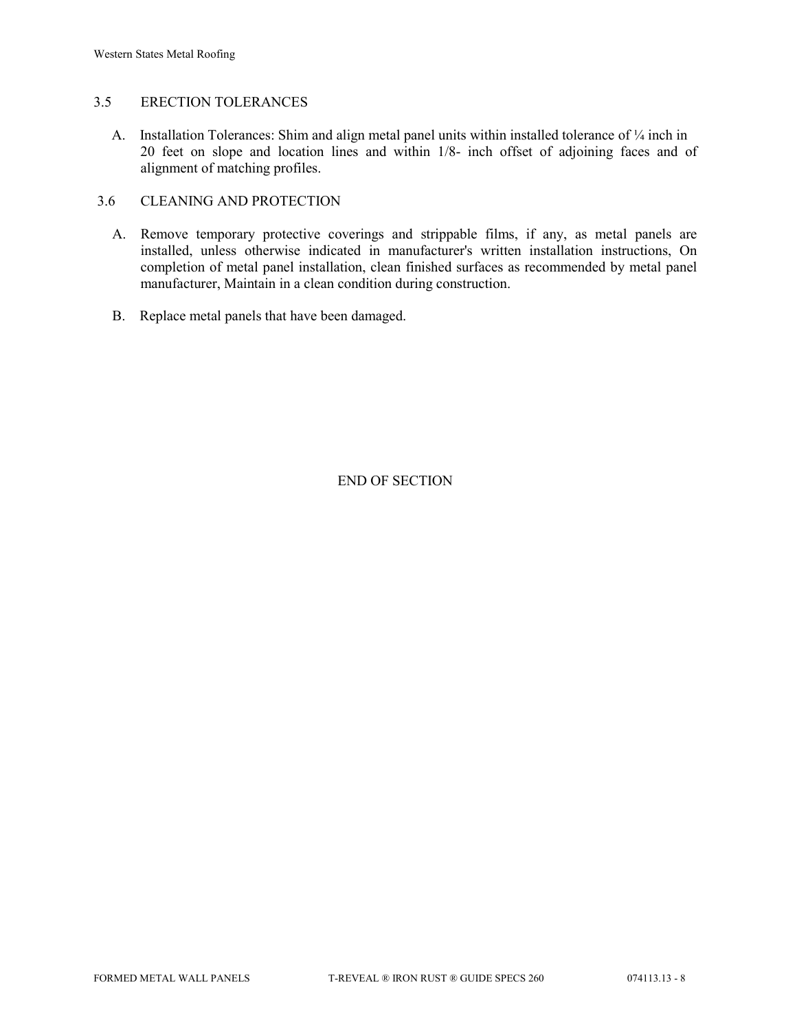## 3.5 ERECTION TOLERANCES

A. Installation Tolerances: Shim and align metal panel units within installed tolerance of ¼ inch in 20 feet on slope and location lines and within 1/8- inch offset of adjoining faces and of alignment of matching profiles.

## 3.6 CLEANING AND PROTECTION

A. Remove temporary protective coverings and strippable films, if any, as metal panels are installed, unless otherwise indicated in manufacturer's written installation instructions, On completion of metal panel installation, clean finished surfaces as recommended by metal panel manufacturer, Maintain in a clean condition during construction.

B. Replace metal panels that have been damaged.

END OF SECTION